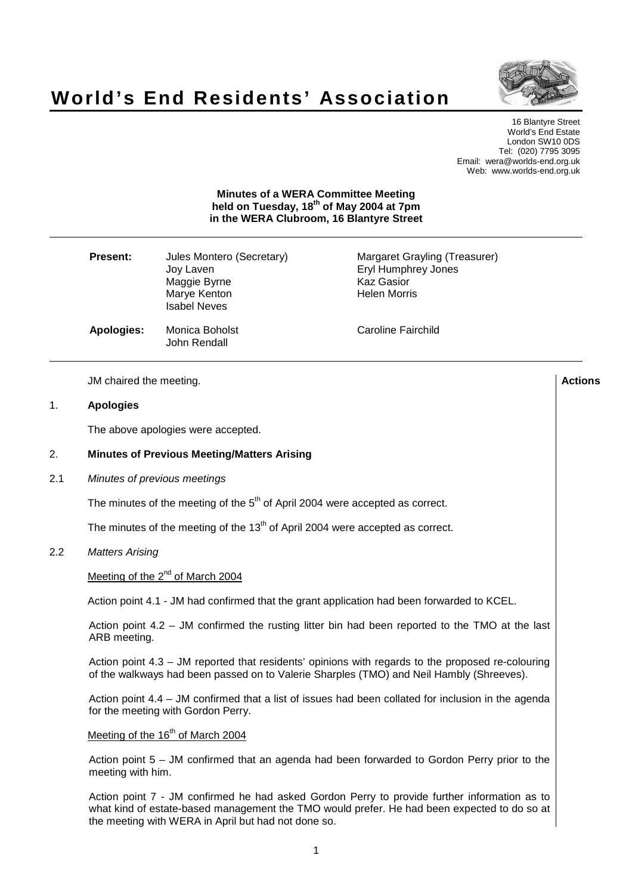# World's End Residents' Association

16 Blantyre Street
World's End Estate
London SW10 0DS
Tel: (020) 7795 3095
Email: wera@worlds-end.org.uk
Web: www.worlds-end.org.uk

**Minutes of a WERA Committee Meeting held on Tuesday, 18th of May 2004 at 7pm in the WERA Clubroom, 16 Blantyre Street**

| | | |
|---|---|---|
| **Present:** | Jules Montero (Secretary) | Margaret Grayling (Treasurer) |
| | Joy Laven | Eryl Humphrey Jones |
| | Maggie Byrne | Kaz Gasior |
| | Marye Kenton | Helen Morris |
| | Isabel Neves | |
| **Apologies:** | Monica Boholst | Caroline Fairchild |
| | John Rendall | |

JM chaired the meeting.

**Actions**

## 1. Apologies

The above apologies were accepted.

## 2. Minutes of Previous Meeting/Matters Arising

### 2.1 *Minutes of previous meetings*

The minutes of the meeting of the 5th of April 2004 were accepted as correct.

The minutes of the meeting of the 13th of April 2004 were accepted as correct.

### 2.2 *Matters Arising*

Meeting of the 2nd of March 2004

Action point 4.1 - JM had confirmed that the grant application had been forwarded to KCEL.

Action point 4.2 – JM confirmed the rusting litter bin had been reported to the TMO at the last ARB meeting.

Action point 4.3 – JM reported that residents' opinions with regards to the proposed re-colouring of the walkways had been passed on to Valerie Sharples (TMO) and Neil Hambly (Shreeves).

Action point 4.4 – JM confirmed that a list of issues had been collated for inclusion in the agenda for the meeting with Gordon Perry.

Meeting of the 16th of March 2004

Action point 5 – JM confirmed that an agenda had been forwarded to Gordon Perry prior to the meeting with him.

Action point 7 - JM confirmed he had asked Gordon Perry to provide further information as to what kind of estate-based management the TMO would prefer. He had been expected to do so at the meeting with WERA in April but had not done so.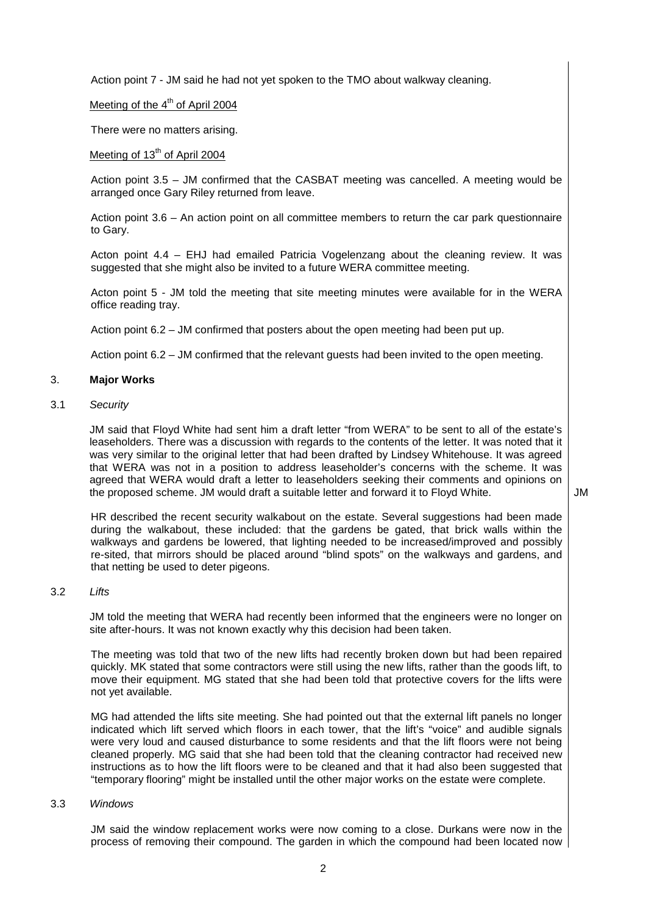Action point 7 - JM said he had not yet spoken to the TMO about walkway cleaning.

Meeting of the 4th of April 2004

There were no matters arising.

Meeting of 13th of April 2004

Action point 3.5 – JM confirmed that the CASBAT meeting was cancelled. A meeting would be arranged once Gary Riley returned from leave.

Action point 3.6 – An action point on all committee members to return the car park questionnaire to Gary.

Acton point 4.4 – EHJ had emailed Patricia Vogelenzang about the cleaning review. It was suggested that she might also be invited to a future WERA committee meeting.

Acton point 5 - JM told the meeting that site meeting minutes were available for in the WERA office reading tray.

Action point 6.2 – JM confirmed that posters about the open meeting had been put up.

Action point 6.2 – JM confirmed that the relevant guests had been invited to the open meeting.

## 3. **Major Works**

### 3.1 *Security*

JM said that Floyd White had sent him a draft letter "from WERA" to be sent to all of the estate's leaseholders. There was a discussion with regards to the contents of the letter. It was noted that it was very similar to the original letter that had been drafted by Lindsey Whitehouse. It was agreed that WERA was not in a position to address leaseholder's concerns with the scheme. It was agreed that WERA would draft a letter to leaseholders seeking their comments and opinions on the proposed scheme. JM would draft a suitable letter and forward it to Floyd White. **JM**

HR described the recent security walkabout on the estate. Several suggestions had been made during the walkabout, these included: that the gardens be gated, that brick walls within the walkways and gardens be lowered, that lighting needed to be increased/improved and possibly re-sited, that mirrors should be placed around "blind spots" on the walkways and gardens, and that netting be used to deter pigeons.

### 3.2 *Lifts*

JM told the meeting that WERA had recently been informed that the engineers were no longer on site after-hours. It was not known exactly why this decision had been taken.

The meeting was told that two of the new lifts had recently broken down but had been repaired quickly. MK stated that some contractors were still using the new lifts, rather than the goods lift, to move their equipment. MG stated that she had been told that protective covers for the lifts were not yet available.

MG had attended the lifts site meeting. She had pointed out that the external lift panels no longer indicated which lift served which floors in each tower, that the lift's "voice" and audible signals were very loud and caused disturbance to some residents and that the lift floors were not being cleaned properly. MG said that she had been told that the cleaning contractor had received new instructions as to how the lift floors were to be cleaned and that it had also been suggested that "temporary flooring" might be installed until the other major works on the estate were complete.

### 3.3 *Windows*

JM said the window replacement works were now coming to a close. Durkans were now in the process of removing their compound. The garden in which the compound had been located now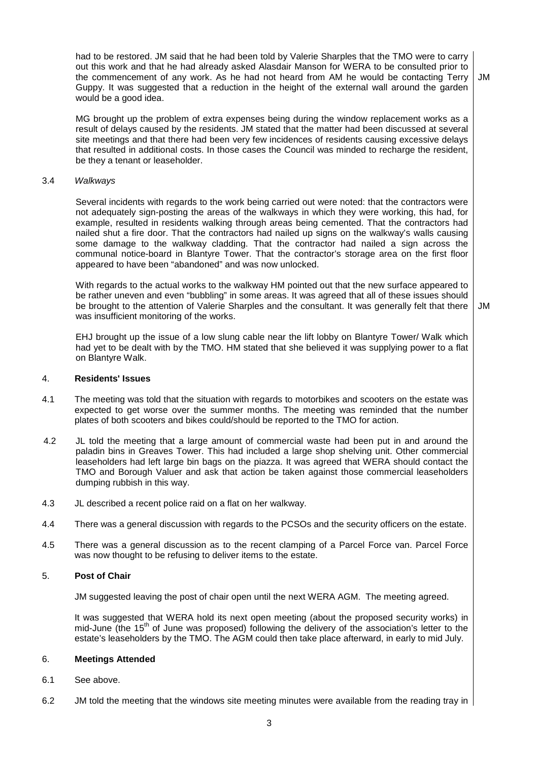had to be restored. JM said that he had been told by Valerie Sharples that the TMO were to carry out this work and that he had already asked Alasdair Manson for WERA to be consulted prior to the commencement of any work. As he had not heard from AM he would be contacting Terry Guppy. It was suggested that a reduction in the height of the external wall around the garden would be a good idea. **JM**

MG brought up the problem of extra expenses being during the window replacement works as a result of delays caused by the residents. JM stated that the matter had been discussed at several site meetings and that there had been very few incidences of residents causing excessive delays that resulted in additional costs. In those cases the Council was minded to recharge the resident, be they a tenant or leaseholder.

3.4 *Walkways*

Several incidents with regards to the work being carried out were noted: that the contractors were not adequately sign-posting the areas of the walkways in which they were working, this had, for example, resulted in residents walking through areas being cemented. That the contractors had nailed shut a fire door. That the contractors had nailed up signs on the walkway's walls causing some damage to the walkway cladding. That the contractor had nailed a sign across the communal notice-board in Blantyre Tower. That the contractor's storage area on the first floor appeared to have been "abandoned" and was now unlocked.

With regards to the actual works to the walkway HM pointed out that the new surface appeared to be rather uneven and even "bubbling" in some areas. It was agreed that all of these issues should be brought to the attention of Valerie Sharples and the consultant. It was generally felt that there was insufficient monitoring of the works. **JM**

EHJ brought up the issue of a low slung cable near the lift lobby on Blantyre Tower/ Walk which had yet to be dealt with by the TMO. HM stated that she believed it was supplying power to a flat on Blantyre Walk.

## 4. Residents' Issues

4.1 The meeting was told that the situation with regards to motorbikes and scooters on the estate was expected to get worse over the summer months. The meeting was reminded that the number plates of both scooters and bikes could/should be reported to the TMO for action.

4.2 JL told the meeting that a large amount of commercial waste had been put in and around the paladin bins in Greaves Tower. This had included a large shop shelving unit. Other commercial leaseholders had left large bin bags on the piazza. It was agreed that WERA should contact the TMO and Borough Valuer and ask that action be taken against those commercial leaseholders dumping rubbish in this way.

4.3 JL described a recent police raid on a flat on her walkway.

4.4 There was a general discussion with regards to the PCSOs and the security officers on the estate.

4.5 There was a general discussion as to the recent clamping of a Parcel Force van. Parcel Force was now thought to be refusing to deliver items to the estate.

## 5. Post of Chair

JM suggested leaving the post of chair open until the next WERA AGM. The meeting agreed.

It was suggested that WERA hold its next open meeting (about the proposed security works) in mid-June (the 15th of June was proposed) following the delivery of the association's letter to the estate's leaseholders by the TMO. The AGM could then take place afterward, in early to mid July.

## 6. Meetings Attended

6.1 See above.

6.2 JM told the meeting that the windows site meeting minutes were available from the reading tray in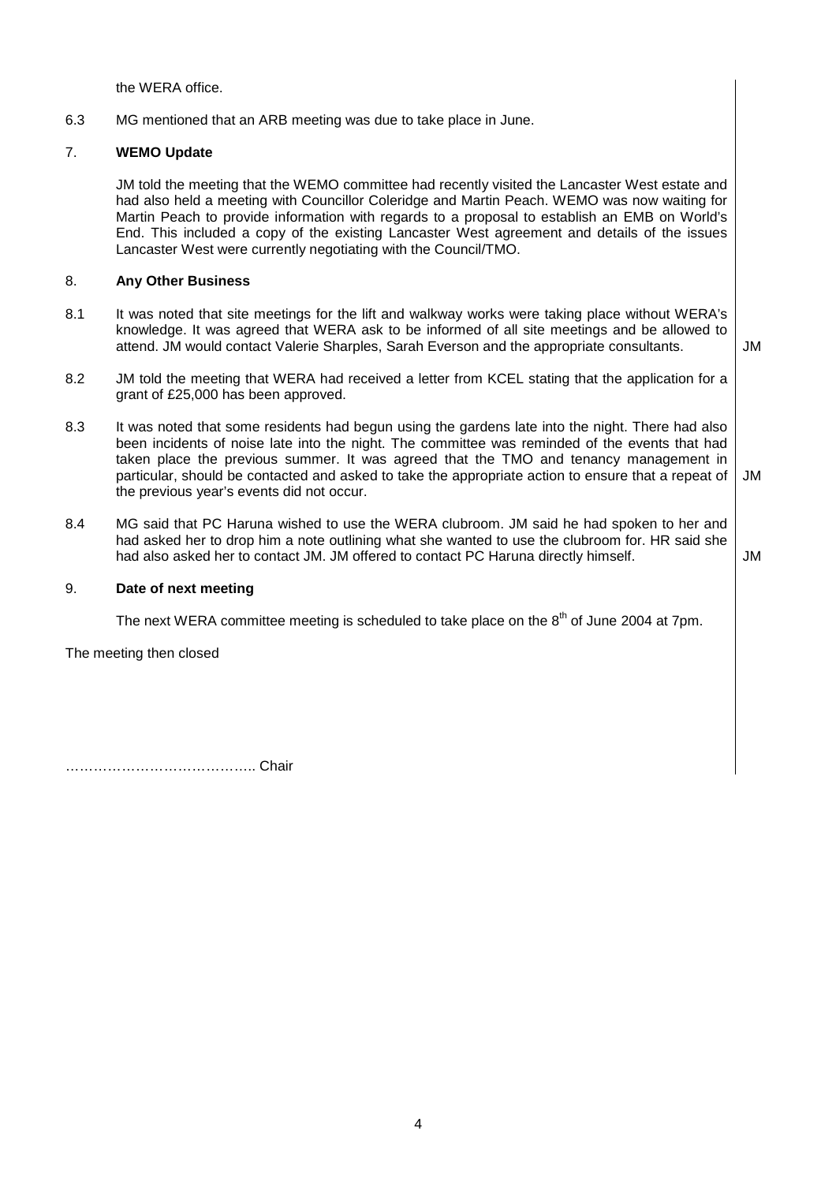the WERA office.

6.3 MG mentioned that an ARB meeting was due to take place in June.

## 7. WEMO Update

JM told the meeting that the WEMO committee had recently visited the Lancaster West estate and had also held a meeting with Councillor Coleridge and Martin Peach. WEMO was now waiting for Martin Peach to provide information with regards to a proposal to establish an EMB on World's End. This included a copy of the existing Lancaster West agreement and details of the issues Lancaster West were currently negotiating with the Council/TMO.

## 8. Any Other Business

8.1 It was noted that site meetings for the lift and walkway works were taking place without WERA's knowledge. It was agreed that WERA ask to be informed of all site meetings and be allowed to attend. JM would contact Valerie Sharples, Sarah Everson and the appropriate consultants. **JM**

8.2 JM told the meeting that WERA had received a letter from KCEL stating that the application for a grant of £25,000 has been approved.

8.3 It was noted that some residents had begun using the gardens late into the night. There had also been incidents of noise late into the night. The committee was reminded of the events that had taken place the previous summer. It was agreed that the TMO and tenancy management in particular, should be contacted and asked to take the appropriate action to ensure that a repeat of the previous year's events did not occur. **JM**

8.4 MG said that PC Haruna wished to use the WERA clubroom. JM said he had spoken to her and had asked her to drop him a note outlining what she wanted to use the clubroom for. HR said she had also asked her to contact JM. JM offered to contact PC Haruna directly himself. **JM**

## 9. Date of next meeting

The next WERA committee meeting is scheduled to take place on the 8th of June 2004 at 7pm.

The meeting then closed

………………………………….. Chair